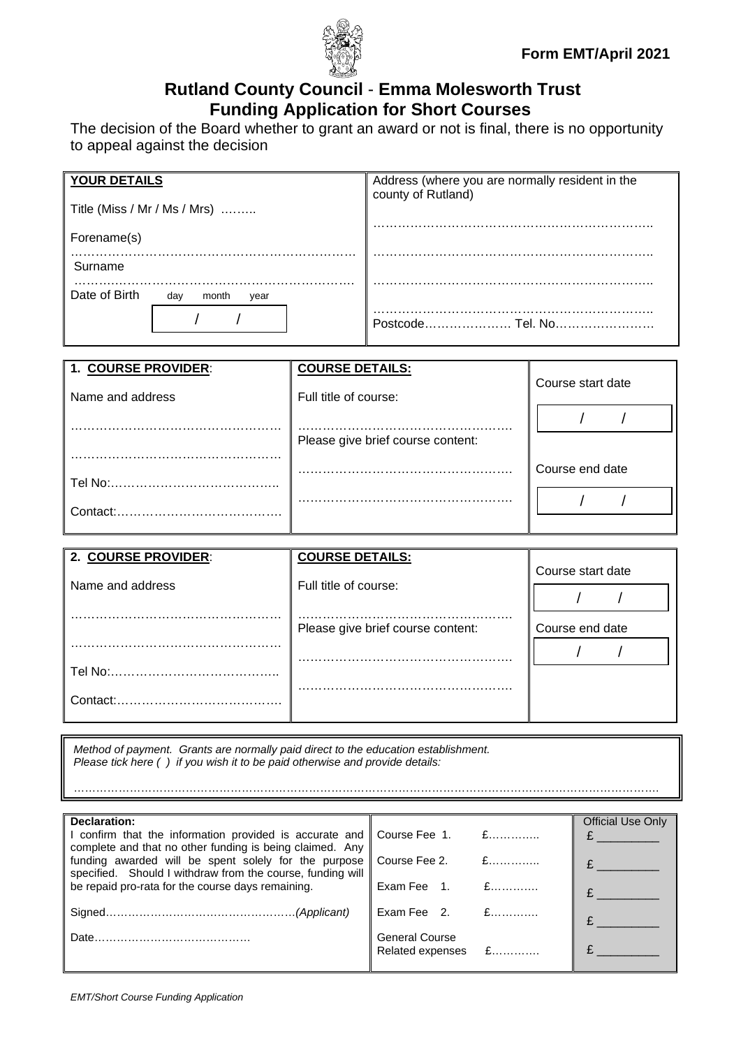**Form EMT/April 2021**

# Rutland County Council - Emma Molesworth Trust
## Funding Application for Short Courses

The decision of the Board whether to grant an award or not is final, there is no opportunity to appeal against the decision

| **YOUR DETAILS** | Address (where you are normally resident in the county of Rutland) |
|---|---|
| Title (Miss / Mr / Ms / Mrs) ……… | ………………………………………………………… |
| Forename(s) ………………………………………………………… | ………………………………………………………… |
| Surname ………………………………………………………… | ………………………………………………………… |
| Date of Birth day month year  /  / | ………………………………………………………… |
| | Postcode………………… Tel. No…………………… |

| **1. COURSE PROVIDER**: | **COURSE DETAILS:** | |
|---|---|---|
| Name and address | Full title of course: | Course start date |
| …………………………………………… | …………………………………………… | / / |
| …………………………………………… | Please give brief course content: | |
| Tel No:………………………………….. | …………………………………………… | Course end date |
| Contact:…………………………………. | …………………………………………… | / / |

| **2. COURSE PROVIDER**: | **COURSE DETAILS:** | |
|---|---|---|
| Name and address | Full title of course: | Course start date |
| …………………………………………… | …………………………………………… | / / |
| …………………………………………… | Please give brief course content: | Course end date |
| Tel No:………………………………….. | …………………………………………… | / / |
| Contact:…………………………………. | …………………………………………… | |

*Method of payment. Grants are normally paid direct to the education establishment.*
*Please tick here ( ) if you wish it to be paid otherwise and provide details:*

……………………………………………………………………………………………………………………………

| **Declaration:** | | Official Use Only |
|---|---|---|
| I confirm that the information provided is accurate and complete and that no other funding is being claimed. Any funding awarded will be spent solely for the purpose specified. Should I withdraw from the course, funding will be repaid pro-rata for the course days remaining. | Course Fee 1. £…………. | £ _________ |
| | Course Fee 2. £…………. | £ _________ |
| | Exam Fee 1. £………… | £ _________ |
| Signed……………………………………………*(Applicant)* | Exam Fee 2. £………… | £ _________ |
| Date…………………………………… | General Course Related expenses £………… | £ _________ |

*EMT/Short Course Funding Application*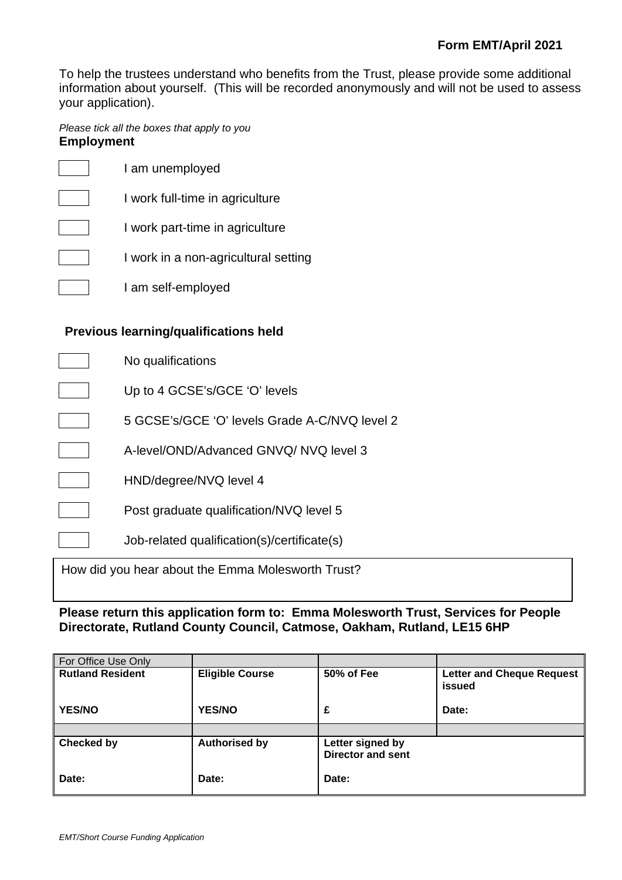**Form EMT/April 2021**

To help the trustees understand who benefits from the Trust, please provide some additional information about yourself. (This will be recorded anonymously and will not be used to assess your application).

*Please tick all the boxes that apply to you*

**Employment**

- [ ] I am unemployed
- [ ] I work full-time in agriculture
- [ ] I work part-time in agriculture
- [ ] I work in a non-agricultural setting
- [ ] I am self-employed

**Previous learning/qualifications held**

- [ ] No qualifications
- [ ] Up to 4 GCSE's/GCE 'O' levels
- [ ] 5 GCSE's/GCE 'O' levels Grade A-C/NVQ level 2
- [ ] A-level/OND/Advanced GNVQ/ NVQ level 3
- [ ] HND/degree/NVQ level 4
- [ ] Post graduate qualification/NVQ level 5
- [ ] Job-related qualification(s)/certificate(s)

How did you hear about the Emma Molesworth Trust?

**Please return this application form to: Emma Molesworth Trust, Services for People Directorate, Rutland County Council, Catmose, Oakham, Rutland, LE15 6HP**

| For Office Use Only | | | |
|---|---|---|---|
| **Rutland Resident**<br><br>**YES/NO** | **Eligible Course**<br><br>**YES/NO** | **50% of Fee**<br><br>**£** | **Letter and Cheque Request issued**<br><br>**Date:** |
| | | | |
| **Checked by**<br><br>**Date:** | **Authorised by**<br><br>**Date:** | **Letter signed by Director and sent**<br><br>**Date:** | |

*EMT/Short Course Funding Application*